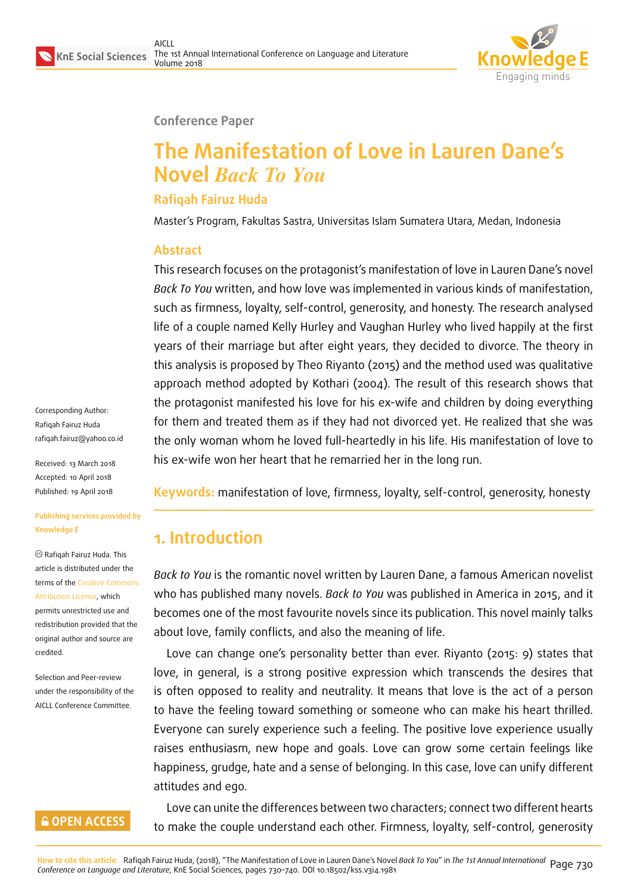Conference Paper

# The Manifestation of Love in Lauren Dane's Novel *Back To You*

**Rafiqah Fairuz Huda**

Master's Program, Fakultas Sastra, Universitas Islam Sumatera Utara, Medan, Indonesia

## Abstract

This research focuses on the protagonist's manifestation of love in Lauren Dane's novel *Back To You* written, and how love was implemented in various kinds of manifestation, such as firmness, loyalty, self-control, generosity, and honesty. The research analysed life of a couple named Kelly Hurley and Vaughan Hurley who lived happily at the first years of their marriage but after eight years, they decided to divorce. The theory in this analysis is proposed by Theo Riyanto (2015) and the method used was qualitative approach method adopted by Kothari (2004). The result of this research shows that the protagonist manifested his love for his ex-wife and children by doing everything for them and treated them as if they had not divorced yet. He realized that she was the only woman whom he loved full-heartedly in his life. His manifestation of love to his ex-wife won her heart that he remarried her in the long run.

**Keywords:** manifestation of love, firmness, loyalty, self-control, generosity, honesty

Corresponding Author:
Rafiqah Fairuz Huda
rafiqah.fairuz@yahoo.co.id

Received: 13 March 2018
Accepted: 10 April 2018
Published: 19 April 2018

Publishing services provided by Knowledge E

© Rafiqah Fairuz Huda. This article is distributed under the terms of the Creative Commons Attribution License, which permits unrestricted use and redistribution provided that the original author and source are credited.

Selection and Peer-review under the responsibility of the AICLL Conference Committee.

## 1. Introduction

*Back to You* is the romantic novel written by Lauren Dane, a famous American novelist who has published many novels. *Back to You* was published in America in 2015, and it becomes one of the most favourite novels since its publication. This novel mainly talks about love, family conflicts, and also the meaning of life.

Love can change one's personality better than ever. Riyanto (2015: 9) states that love, in general, is a strong positive expression which transcends the desires that is often opposed to reality and neutrality. It means that love is the act of a person to have the feeling toward something or someone who can make his heart thrilled. Everyone can surely experience such a feeling. The positive love experience usually raises enthusiasm, new hope and goals. Love can grow some certain feelings like happiness, grudge, hate and a sense of belonging. In this case, love can unify different attitudes and ego.

Love can unite the differences between two characters; connect two different hearts to make the couple understand each other. Firmness, loyalty, self-control, generosity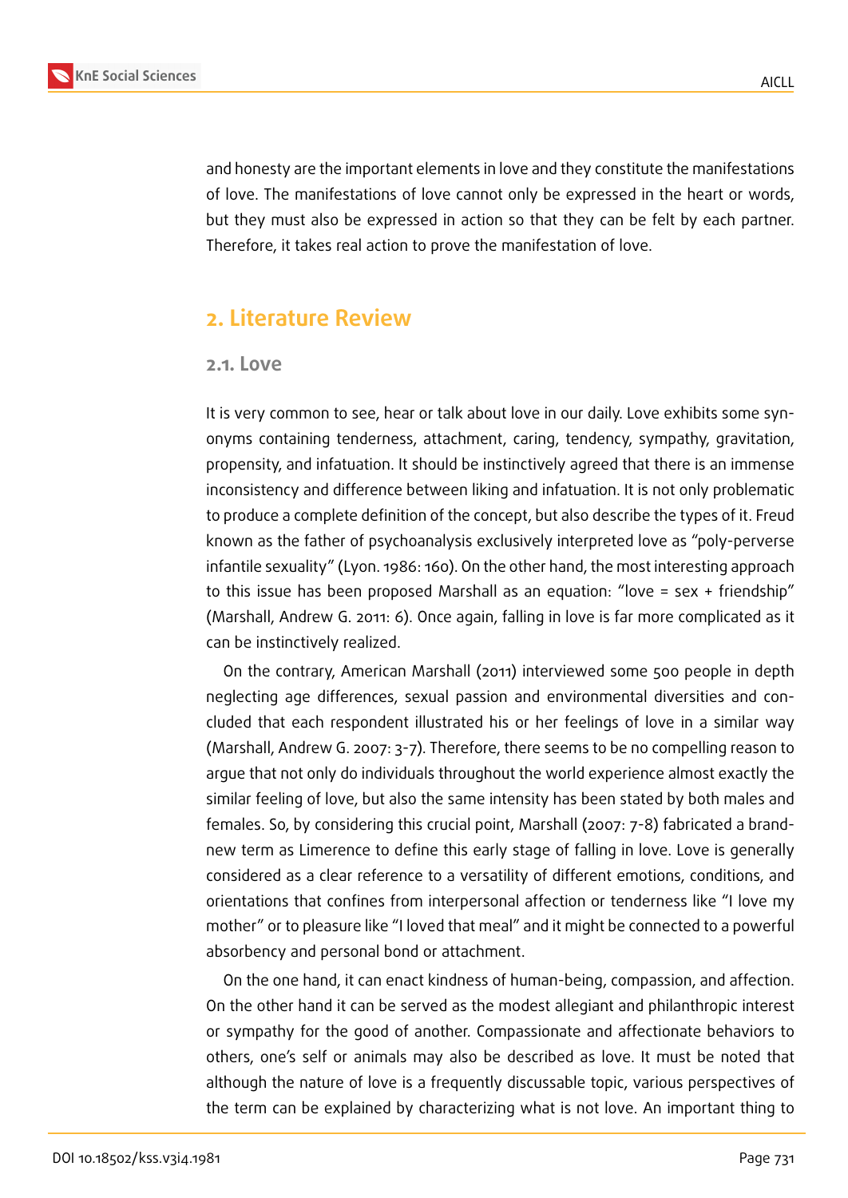and honesty are the important elements in love and they constitute the manifestations of love. The manifestations of love cannot only be expressed in the heart or words, but they must also be expressed in action so that they can be felt by each partner. Therefore, it takes real action to prove the manifestation of love.

## 2. Literature Review

### 2.1. Love

It is very common to see, hear or talk about love in our daily. Love exhibits some synonyms containing tenderness, attachment, caring, tendency, sympathy, gravitation, propensity, and infatuation. It should be instinctively agreed that there is an immense inconsistency and difference between liking and infatuation. It is not only problematic to produce a complete definition of the concept, but also describe the types of it. Freud known as the father of psychoanalysis exclusively interpreted love as "poly-perverse infantile sexuality" (Lyon. 1986: 160). On the other hand, the most interesting approach to this issue has been proposed Marshall as an equation: "love = sex + friendship" (Marshall, Andrew G. 2011: 6). Once again, falling in love is far more complicated as it can be instinctively realized.

On the contrary, American Marshall (2011) interviewed some 500 people in depth neglecting age differences, sexual passion and environmental diversities and concluded that each respondent illustrated his or her feelings of love in a similar way (Marshall, Andrew G. 2007: 3-7). Therefore, there seems to be no compelling reason to argue that not only do individuals throughout the world experience almost exactly the similar feeling of love, but also the same intensity has been stated by both males and females. So, by considering this crucial point, Marshall (2007: 7-8) fabricated a brand-new term as Limerence to define this early stage of falling in love. Love is generally considered as a clear reference to a versatility of different emotions, conditions, and orientations that confines from interpersonal affection or tenderness like "I love my mother" or to pleasure like "I loved that meal" and it might be connected to a powerful absorbency and personal bond or attachment.

On the one hand, it can enact kindness of human-being, compassion, and affection. On the other hand it can be served as the modest allegiant and philanthropic interest or sympathy for the good of another. Compassionate and affectionate behaviors to others, one's self or animals may also be described as love. It must be noted that although the nature of love is a frequently discussable topic, various perspectives of the term can be explained by characterizing what is not love. An important thing to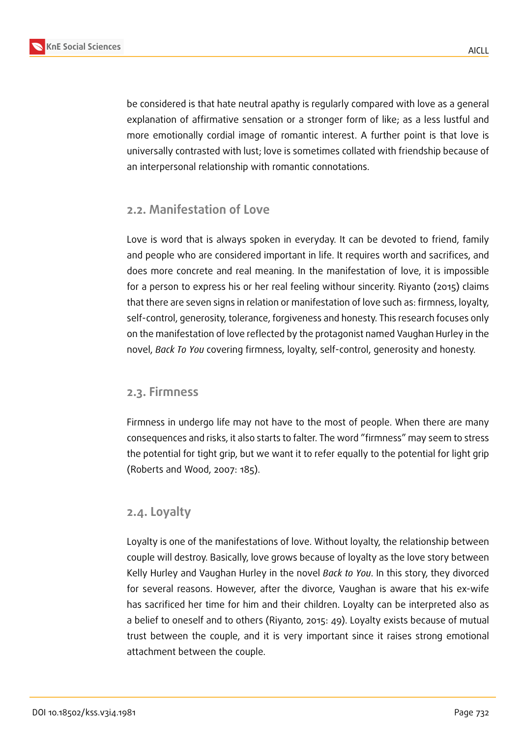be considered is that hate neutral apathy is regularly compared with love as a general explanation of affirmative sensation or a stronger form of like; as a less lustful and more emotionally cordial image of romantic interest. A further point is that love is universally contrasted with lust; love is sometimes collated with friendship because of an interpersonal relationship with romantic connotations.

## 2.2. Manifestation of Love

Love is word that is always spoken in everyday. It can be devoted to friend, family and people who are considered important in life. It requires worth and sacrifices, and does more concrete and real meaning. In the manifestation of love, it is impossible for a person to express his or her real feeling withour sincerity. Riyanto (2015) claims that there are seven signs in relation or manifestation of love such as: firmness, loyalty, self-control, generosity, tolerance, forgiveness and honesty. This research focuses only on the manifestation of love reflected by the protagonist named Vaughan Hurley in the novel, *Back To You* covering firmness, loyalty, self-control, generosity and honesty.

## 2.3. Firmness

Firmness in undergo life may not have to the most of people. When there are many consequences and risks, it also starts to falter. The word "firmness" may seem to stress the potential for tight grip, but we want it to refer equally to the potential for light grip (Roberts and Wood, 2007: 185).

## 2.4. Loyalty

Loyalty is one of the manifestations of love. Without loyalty, the relationship between couple will destroy. Basically, love grows because of loyalty as the love story between Kelly Hurley and Vaughan Hurley in the novel *Back to You*. In this story, they divorced for several reasons. However, after the divorce, Vaughan is aware that his ex-wife has sacrificed her time for him and their children. Loyalty can be interpreted also as a belief to oneself and to others (Riyanto, 2015: 49). Loyalty exists because of mutual trust between the couple, and it is very important since it raises strong emotional attachment between the couple.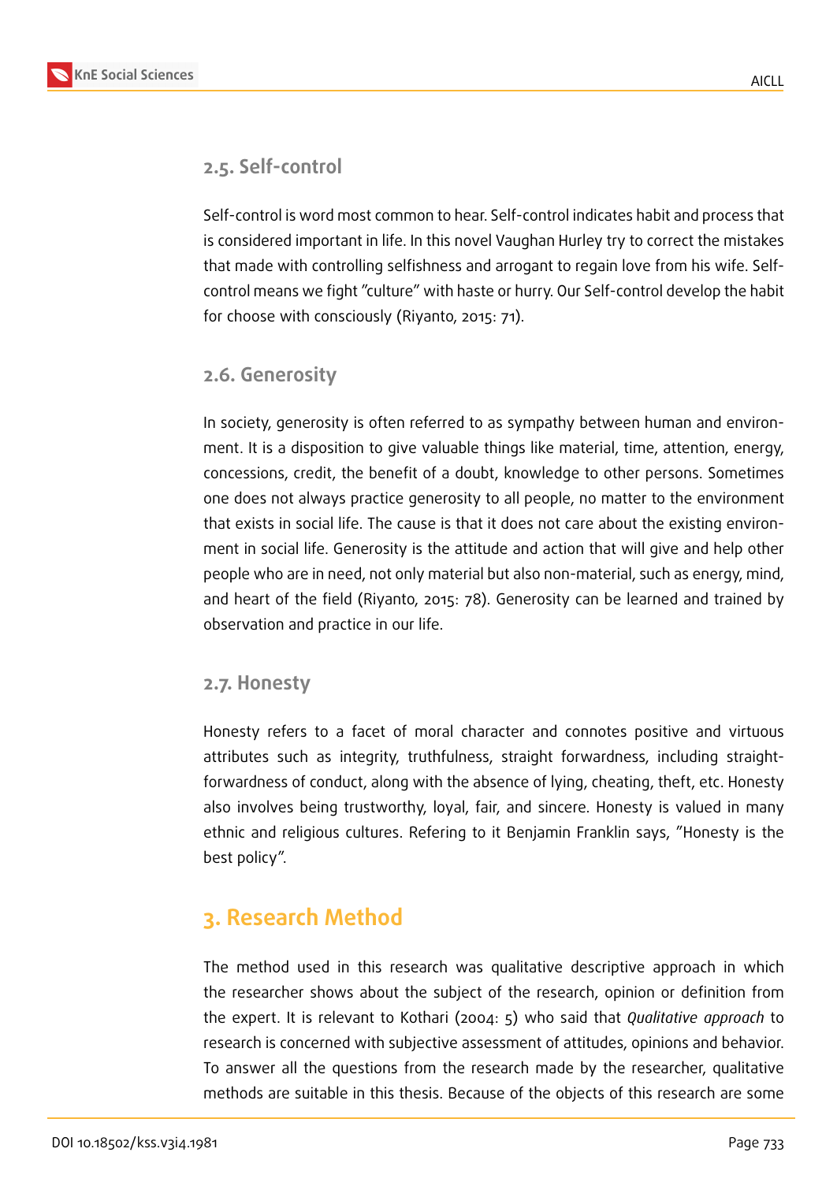### 2.5. Self-control

Self-control is word most common to hear. Self-control indicates habit and process that is considered important in life. In this novel Vaughan Hurley try to correct the mistakes that made with controlling selfishness and arrogant to regain love from his wife. Self-control means we fight "culture" with haste or hurry. Our Self-control develop the habit for choose with consciously (Riyanto, 2015: 71).

### 2.6. Generosity

In society, generosity is often referred to as sympathy between human and environment. It is a disposition to give valuable things like material, time, attention, energy, concessions, credit, the benefit of a doubt, knowledge to other persons. Sometimes one does not always practice generosity to all people, no matter to the environment that exists in social life. The cause is that it does not care about the existing environment in social life. Generosity is the attitude and action that will give and help other people who are in need, not only material but also non-material, such as energy, mind, and heart of the field (Riyanto, 2015: 78). Generosity can be learned and trained by observation and practice in our life.

### 2.7. Honesty

Honesty refers to a facet of moral character and connotes positive and virtuous attributes such as integrity, truthfulness, straight forwardness, including straightforwardness of conduct, along with the absence of lying, cheating, theft, etc. Honesty also involves being trustworthy, loyal, fair, and sincere. Honesty is valued in many ethnic and religious cultures. Refering to it Benjamin Franklin says, "Honesty is the best policy".

## 3. Research Method

The method used in this research was qualitative descriptive approach in which the researcher shows about the subject of the research, opinion or definition from the expert. It is relevant to Kothari (2004: 5) who said that *Qualitative approach* to research is concerned with subjective assessment of attitudes, opinions and behavior. To answer all the questions from the research made by the researcher, qualitative methods are suitable in this thesis. Because of the objects of this research are some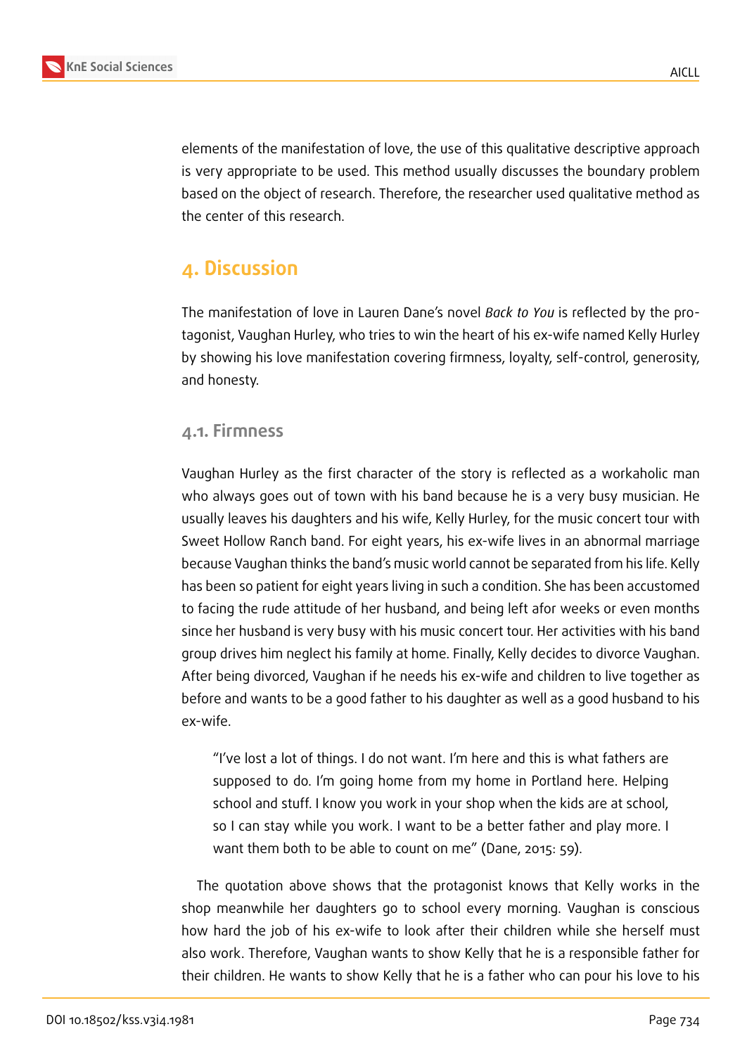elements of the manifestation of love, the use of this qualitative descriptive approach is very appropriate to be used. This method usually discusses the boundary problem based on the object of research. Therefore, the researcher used qualitative method as the center of this research.

## 4. Discussion

The manifestation of love in Lauren Dane's novel *Back to You* is reflected by the protagonist, Vaughan Hurley, who tries to win the heart of his ex-wife named Kelly Hurley by showing his love manifestation covering firmness, loyalty, self-control, generosity, and honesty.

### 4.1. Firmness

Vaughan Hurley as the first character of the story is reflected as a workaholic man who always goes out of town with his band because he is a very busy musician. He usually leaves his daughters and his wife, Kelly Hurley, for the music concert tour with Sweet Hollow Ranch band. For eight years, his ex-wife lives in an abnormal marriage because Vaughan thinks the band's music world cannot be separated from his life. Kelly has been so patient for eight years living in such a condition. She has been accustomed to facing the rude attitude of her husband, and being left afor weeks or even months since her husband is very busy with his music concert tour. Her activities with his band group drives him neglect his family at home. Finally, Kelly decides to divorce Vaughan. After being divorced, Vaughan if he needs his ex-wife and children to live together as before and wants to be a good father to his daughter as well as a good husband to his ex-wife.

> "I've lost a lot of things. I do not want. I'm here and this is what fathers are supposed to do. I'm going home from my home in Portland here. Helping school and stuff. I know you work in your shop when the kids are at school, so I can stay while you work. I want to be a better father and play more. I want them both to be able to count on me" (Dane, 2015: 59).

The quotation above shows that the protagonist knows that Kelly works in the shop meanwhile her daughters go to school every morning. Vaughan is conscious how hard the job of his ex-wife to look after their children while she herself must also work. Therefore, Vaughan wants to show Kelly that he is a responsible father for their children. He wants to show Kelly that he is a father who can pour his love to his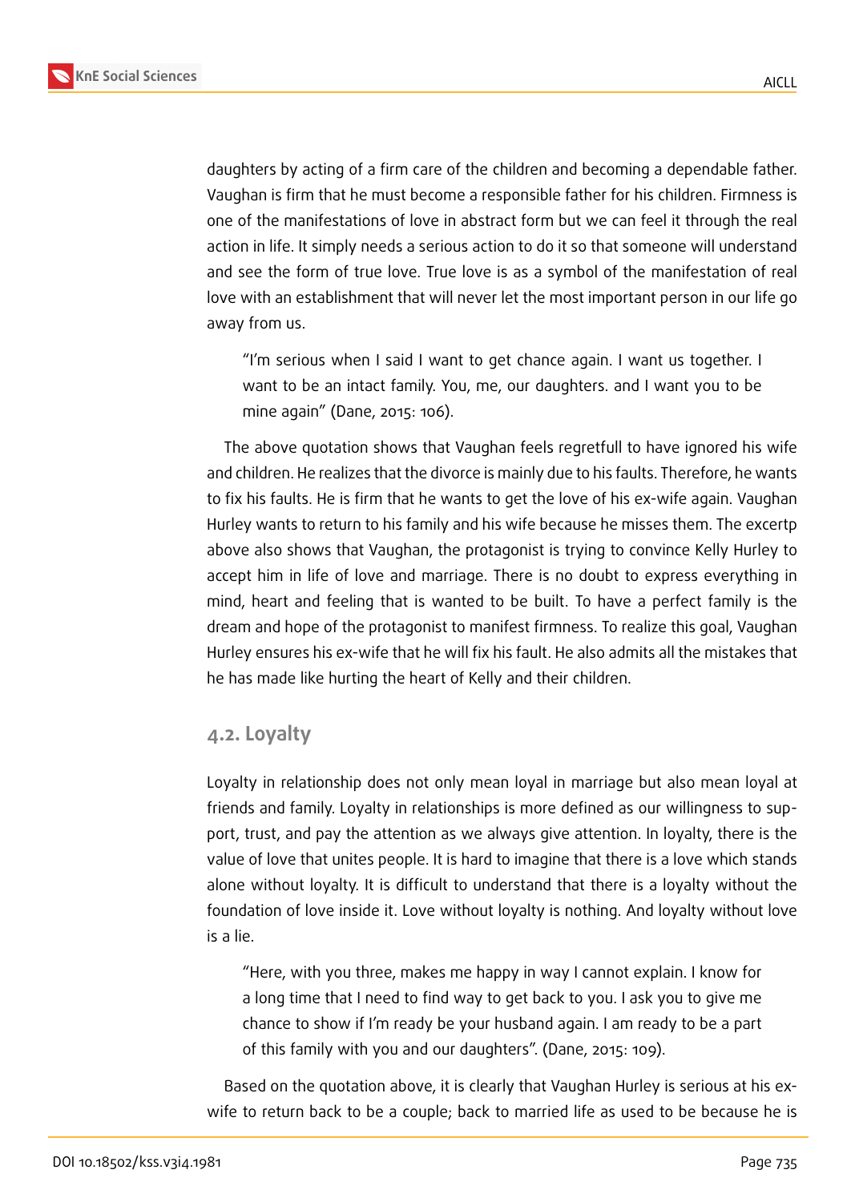daughters by acting of a firm care of the children and becoming a dependable father. Vaughan is firm that he must become a responsible father for his children. Firmness is one of the manifestations of love in abstract form but we can feel it through the real action in life. It simply needs a serious action to do it so that someone will understand and see the form of true love. True love is as a symbol of the manifestation of real love with an establishment that will never let the most important person in our life go away from us.

> "I'm serious when I said I want to get chance again. I want us together. I want to be an intact family. You, me, our daughters. and I want you to be mine again" (Dane, 2015: 106).

The above quotation shows that Vaughan feels regretfull to have ignored his wife and children. He realizes that the divorce is mainly due to his faults. Therefore, he wants to fix his faults. He is firm that he wants to get the love of his ex-wife again. Vaughan Hurley wants to return to his family and his wife because he misses them. The excertp above also shows that Vaughan, the protagonist is trying to convince Kelly Hurley to accept him in life of love and marriage. There is no doubt to express everything in mind, heart and feeling that is wanted to be built. To have a perfect family is the dream and hope of the protagonist to manifest firmness. To realize this goal, Vaughan Hurley ensures his ex-wife that he will fix his fault. He also admits all the mistakes that he has made like hurting the heart of Kelly and their children.

### 4.2. Loyalty

Loyalty in relationship does not only mean loyal in marriage but also mean loyal at friends and family. Loyalty in relationships is more defined as our willingness to support, trust, and pay the attention as we always give attention. In loyalty, there is the value of love that unites people. It is hard to imagine that there is a love which stands alone without loyalty. It is difficult to understand that there is a loyalty without the foundation of love inside it. Love without loyalty is nothing. And loyalty without love is a lie.

> "Here, with you three, makes me happy in way I cannot explain. I know for a long time that I need to find way to get back to you. I ask you to give me chance to show if I'm ready be your husband again. I am ready to be a part of this family with you and our daughters". (Dane, 2015: 109).

Based on the quotation above, it is clearly that Vaughan Hurley is serious at his ex-wife to return back to be a couple; back to married life as used to be because he is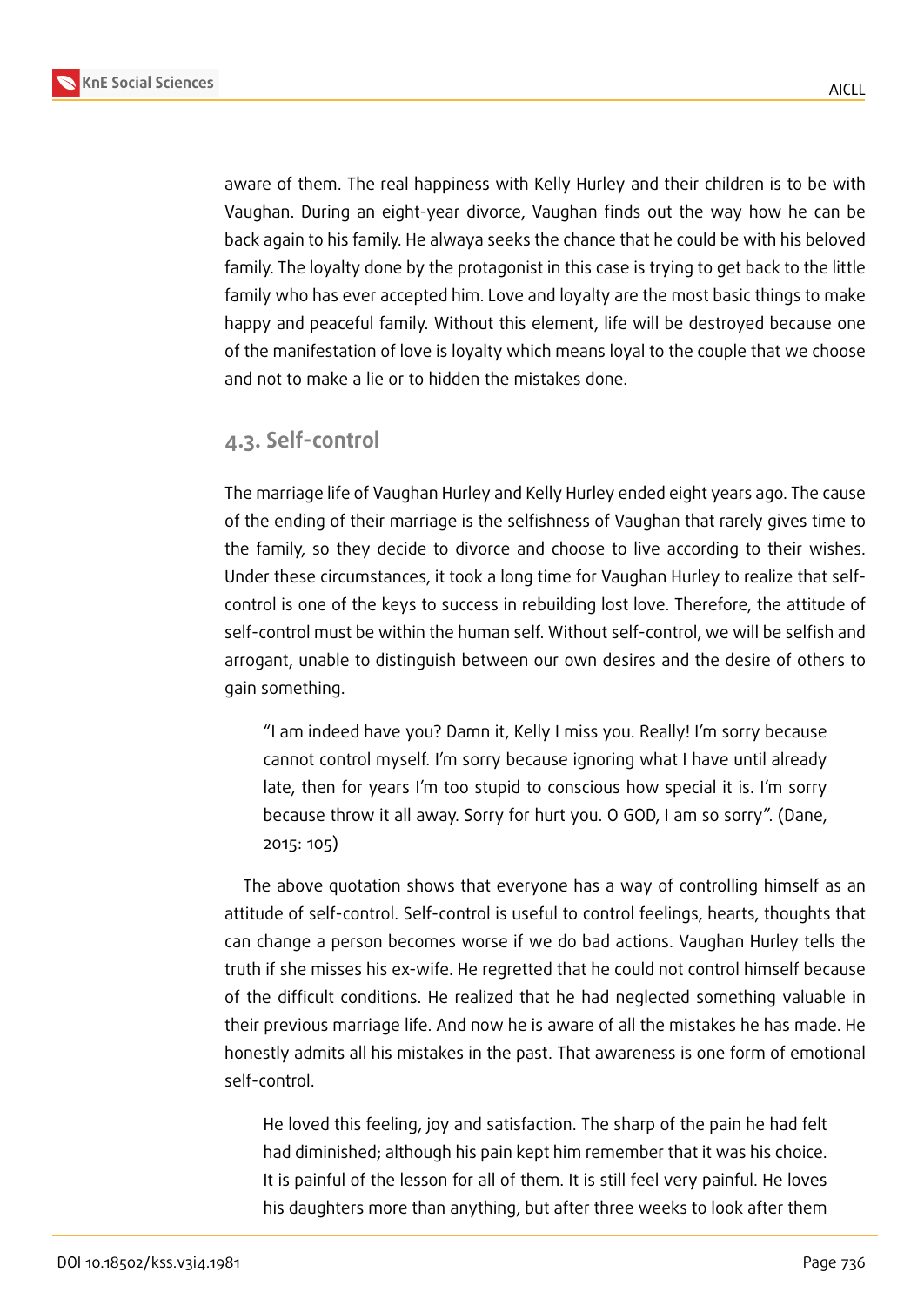aware of them. The real happiness with Kelly Hurley and their children is to be with Vaughan. During an eight-year divorce, Vaughan finds out the way how he can be back again to his family. He alwaya seeks the chance that he could be with his beloved family. The loyalty done by the protagonist in this case is trying to get back to the little family who has ever accepted him. Love and loyalty are the most basic things to make happy and peaceful family. Without this element, life will be destroyed because one of the manifestation of love is loyalty which means loyal to the couple that we choose and not to make a lie or to hidden the mistakes done.

### 4.3. Self-control

The marriage life of Vaughan Hurley and Kelly Hurley ended eight years ago. The cause of the ending of their marriage is the selfishness of Vaughan that rarely gives time to the family, so they decide to divorce and choose to live according to their wishes. Under these circumstances, it took a long time for Vaughan Hurley to realize that self-control is one of the keys to success in rebuilding lost love. Therefore, the attitude of self-control must be within the human self. Without self-control, we will be selfish and arrogant, unable to distinguish between our own desires and the desire of others to gain something.

> "I am indeed have you? Damn it, Kelly I miss you. Really! I'm sorry because cannot control myself. I'm sorry because ignoring what I have until already late, then for years I'm too stupid to conscious how special it is. I'm sorry because throw it all away. Sorry for hurt you. O GOD, I am so sorry". (Dane, 2015: 105)

The above quotation shows that everyone has a way of controlling himself as an attitude of self-control. Self-control is useful to control feelings, hearts, thoughts that can change a person becomes worse if we do bad actions. Vaughan Hurley tells the truth if she misses his ex-wife. He regretted that he could not control himself because of the difficult conditions. He realized that he had neglected something valuable in their previous marriage life. And now he is aware of all the mistakes he has made. He honestly admits all his mistakes in the past. That awareness is one form of emotional self-control.

> He loved this feeling, joy and satisfaction. The sharp of the pain he had felt had diminished; although his pain kept him remember that it was his choice. It is painful of the lesson for all of them. It is still feel very painful. He loves his daughters more than anything, but after three weeks to look after them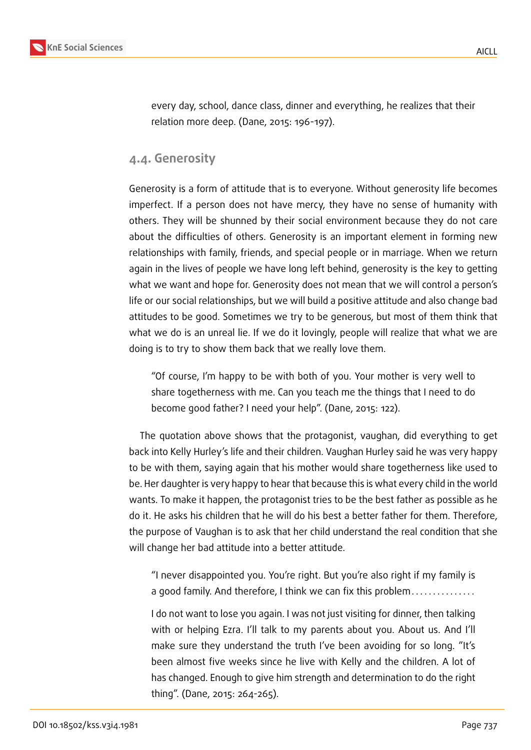> every day, school, dance class, dinner and everything, he realizes that their relation more deep. (Dane, 2015: 196-197).

### 4.4. Generosity

Generosity is a form of attitude that is to everyone. Without generosity life becomes imperfect. If a person does not have mercy, they have no sense of humanity with others. They will be shunned by their social environment because they do not care about the difficulties of others. Generosity is an important element in forming new relationships with family, friends, and special people or in marriage. When we return again in the lives of people we have long left behind, generosity is the key to getting what we want and hope for. Generosity does not mean that we will control a person's life or our social relationships, but we will build a positive attitude and also change bad attitudes to be good. Sometimes we try to be generous, but most of them think that what we do is an unreal lie. If we do it lovingly, people will realize that what we are doing is to try to show them back that we really love them.

> "Of course, I'm happy to be with both of you. Your mother is very well to share togetherness with me. Can you teach me the things that I need to do become good father? I need your help". (Dane, 2015: 122).

The quotation above shows that the protagonist, vaughan, did everything to get back into Kelly Hurley's life and their children. Vaughan Hurley said he was very happy to be with them, saying again that his mother would share togetherness like used to be. Her daughter is very happy to hear that because this is what every child in the world wants. To make it happen, the protagonist tries to be the best father as possible as he do it. He asks his children that he will do his best a better father for them. Therefore, the purpose of Vaughan is to ask that her child understand the real condition that she will change her bad attitude into a better attitude.

> "I never disappointed you. You're right. But you're also right if my family is a good family. And therefore, I think we can fix this problem...............
>
> I do not want to lose you again. I was not just visiting for dinner, then talking with or helping Ezra. I'll talk to my parents about you. About us. And I'll make sure they understand the truth I've been avoiding for so long. "It's been almost five weeks since he live with Kelly and the children. A lot of has changed. Enough to give him strength and determination to do the right thing". (Dane, 2015: 264-265).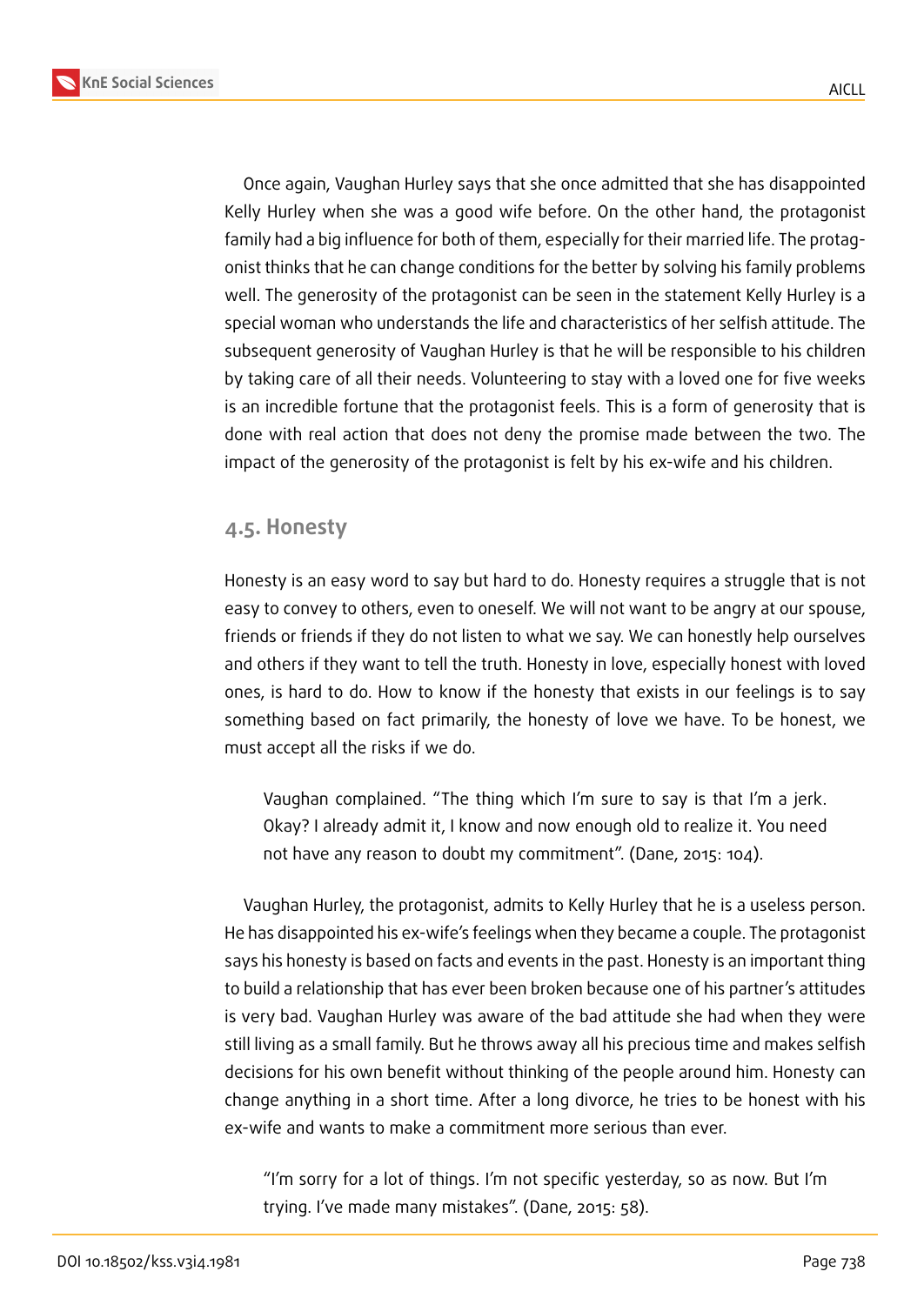Once again, Vaughan Hurley says that she once admitted that she has disappointed Kelly Hurley when she was a good wife before. On the other hand, the protagonist family had a big influence for both of them, especially for their married life. The protagonist thinks that he can change conditions for the better by solving his family problems well. The generosity of the protagonist can be seen in the statement Kelly Hurley is a special woman who understands the life and characteristics of her selfish attitude. The subsequent generosity of Vaughan Hurley is that he will be responsible to his children by taking care of all their needs. Volunteering to stay with a loved one for five weeks is an incredible fortune that the protagonist feels. This is a form of generosity that is done with real action that does not deny the promise made between the two. The impact of the generosity of the protagonist is felt by his ex-wife and his children.

### 4.5. Honesty

Honesty is an easy word to say but hard to do. Honesty requires a struggle that is not easy to convey to others, even to oneself. We will not want to be angry at our spouse, friends or friends if they do not listen to what we say. We can honestly help ourselves and others if they want to tell the truth. Honesty in love, especially honest with loved ones, is hard to do. How to know if the honesty that exists in our feelings is to say something based on fact primarily, the honesty of love we have. To be honest, we must accept all the risks if we do.

> Vaughan complained. "The thing which I'm sure to say is that I'm a jerk. Okay? I already admit it, I know and now enough old to realize it. You need not have any reason to doubt my commitment". (Dane, 2015: 104).

Vaughan Hurley, the protagonist, admits to Kelly Hurley that he is a useless person. He has disappointed his ex-wife's feelings when they became a couple. The protagonist says his honesty is based on facts and events in the past. Honesty is an important thing to build a relationship that has ever been broken because one of his partner's attitudes is very bad. Vaughan Hurley was aware of the bad attitude she had when they were still living as a small family. But he throws away all his precious time and makes selfish decisions for his own benefit without thinking of the people around him. Honesty can change anything in a short time. After a long divorce, he tries to be honest with his ex-wife and wants to make a commitment more serious than ever.

> "I'm sorry for a lot of things. I'm not specific yesterday, so as now. But I'm trying. I've made many mistakes". (Dane, 2015: 58).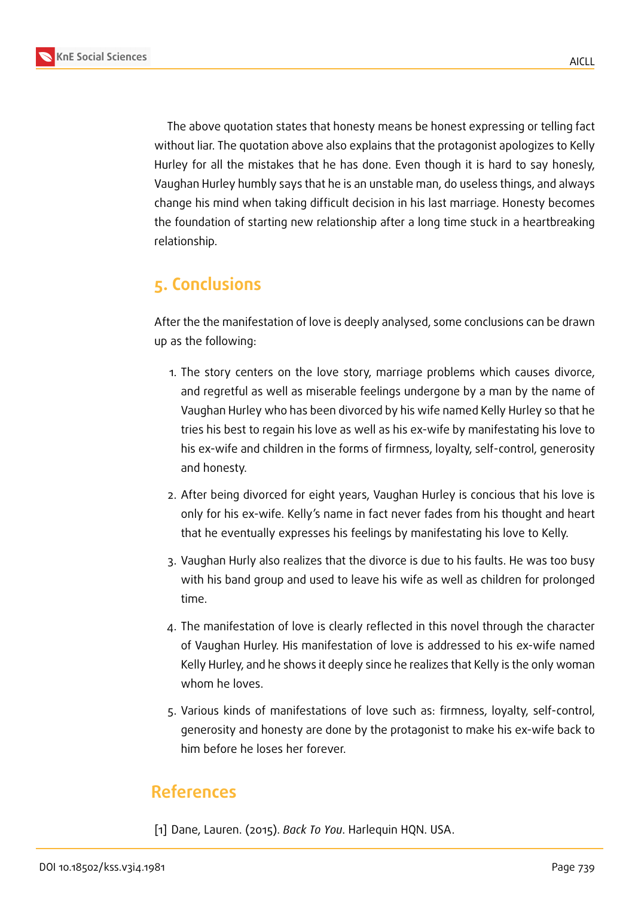The above quotation states that honesty means be honest expressing or telling fact without liar. The quotation above also explains that the protagonist apologizes to Kelly Hurley for all the mistakes that he has done. Even though it is hard to say honesly, Vaughan Hurley humbly says that he is an unstable man, do useless things, and always change his mind when taking difficult decision in his last marriage. Honesty becomes the foundation of starting new relationship after a long time stuck in a heartbreaking relationship.

## 5. Conclusions

After the the manifestation of love is deeply analysed, some conclusions can be drawn up as the following:

1. The story centers on the love story, marriage problems which causes divorce, and regretful as well as miserable feelings undergone by a man by the name of Vaughan Hurley who has been divorced by his wife named Kelly Hurley so that he tries his best to regain his love as well as his ex-wife by manifestating his love to his ex-wife and children in the forms of firmness, loyalty, self-control, generosity and honesty.
2. After being divorced for eight years, Vaughan Hurley is concious that his love is only for his ex-wife. Kelly's name in fact never fades from his thought and heart that he eventually expresses his feelings by manifestating his love to Kelly.
3. Vaughan Hurly also realizes that the divorce is due to his faults. He was too busy with his band group and used to leave his wife as well as children for prolonged time.
4. The manifestation of love is clearly reflected in this novel through the character of Vaughan Hurley. His manifestation of love is addressed to his ex-wife named Kelly Hurley, and he shows it deeply since he realizes that Kelly is the only woman whom he loves.
5. Various kinds of manifestations of love such as: firmness, loyalty, self-control, generosity and honesty are done by the protagonist to make his ex-wife back to him before he loses her forever.

## References

[1] Dane, Lauren. (2015). *Back To You*. Harlequin HQN. USA.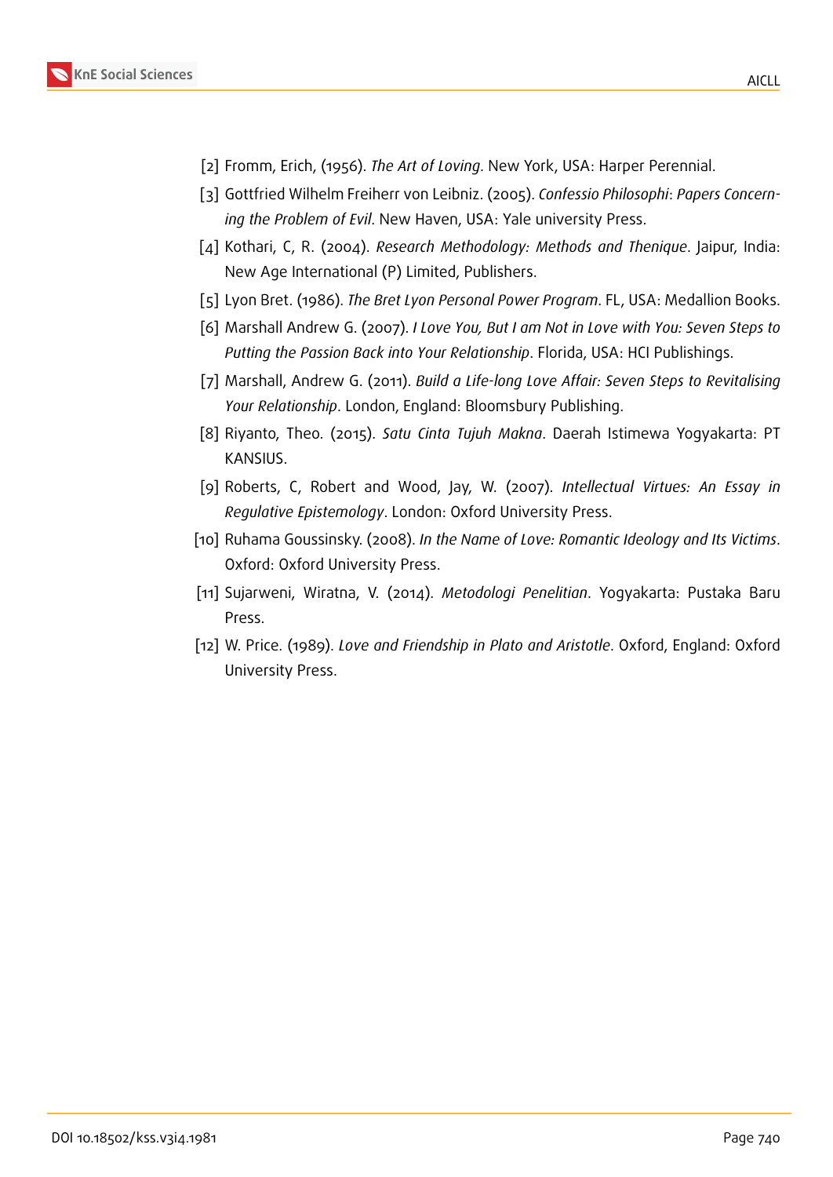[2] Fromm, Erich, (1956). *The Art of Loving*. New York, USA: Harper Perennial.

[3] Gottfried Wilhelm Freiherr von Leibniz. (2005). *Confessio Philosophi*: *Papers Concerning the Problem of Evil*. New Haven, USA: Yale university Press.

[4] Kothari, C, R. (2004). *Research Methodology: Methods and Thenique*. Jaipur, India: New Age International (P) Limited, Publishers.

[5] Lyon Bret. (1986). *The Bret Lyon Personal Power Program*. FL, USA: Medallion Books.

[6] Marshall Andrew G. (2007). *I Love You, But I am Not in Love with You: Seven Steps to Putting the Passion Back into Your Relationship*. Florida, USA: HCI Publishings.

[7] Marshall, Andrew G. (2011). *Build a Life-long Love Affair: Seven Steps to Revitalising Your Relationship*. London, England: Bloomsbury Publishing.

[8] Riyanto, Theo. (2015). *Satu Cinta Tujuh Makna*. Daerah Istimewa Yogyakarta: PT KANSIUS.

[9] Roberts, C, Robert and Wood, Jay, W. (2007). *Intellectual Virtues: An Essay in Regulative Epistemology*. London: Oxford University Press.

[10] Ruhama Goussinsky. (2008). *In the Name of Love: Romantic Ideology and Its Victims*. Oxford: Oxford University Press.

[11] Sujarweni, Wiratna, V. (2014). *Metodologi Penelitian*. Yogyakarta: Pustaka Baru Press.

[12] W. Price. (1989). *Love and Friendship in Plato and Aristotle*. Oxford, England: Oxford University Press.